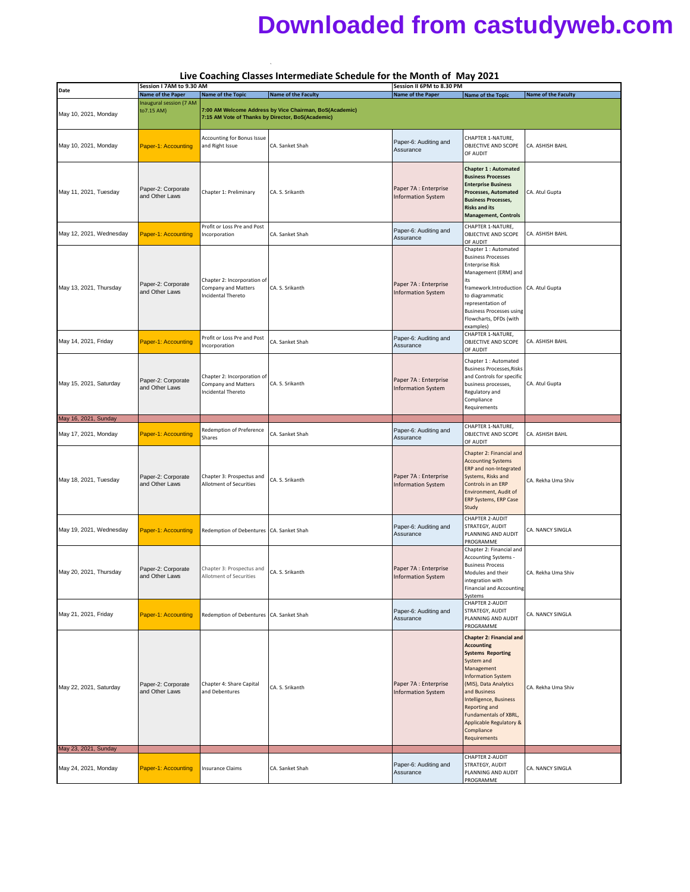# Downloaded from castudyweb.com

## Live Coaching Classes Intermediate Schedule for the Month of May 2021

| Date | Session I 7AM to 9.30 AM | | | Session II 6PM to 8.30 PM | | |
|---|---|---|---|---|---|---|
| | Name of the Paper | Name of the Topic | Name of the Faculty | Name of the Paper | Name of the Topic | Name of the Faculty |
| May 10, 2021, Monday | Inaugural session (7 AM to7.15 AM) | 7:00 AM Welcome Address by Vice Chairman, BoS(Academic) 7:15 AM Vote of Thanks by Director, BoS(Academic) | | | | |
| May 10, 2021, Monday | Paper-1: Accounting | Accounting for Bonus Issue and Right Issue | CA. Sanket Shah | Paper-6: Auditing and Assurance | CHAPTER 1-NATURE, OBJECTIVE AND SCOPE OF AUDIT | CA. ASHISH BAHL |
| May 11, 2021, Tuesday | Paper-2: Corporate and Other Laws | Chapter 1: Preliminary | CA. S. Srikanth | Paper 7A : Enterprise Information System | **Chapter 1 : Automated Business Processes Enterprise Business Processes, Automated Business Processes, Risks and its Management, Controls** | CA. Atul Gupta |
| May 12, 2021, Wednesday | Paper-1: Accounting | Profit or Loss Pre and Post Incorporation | CA. Sanket Shah | Paper-6: Auditing and Assurance | CHAPTER 1-NATURE, OBJECTIVE AND SCOPE OF AUDIT | CA. ASHISH BAHL |
| May 13, 2021, Thursday | Paper-2: Corporate and Other Laws | Chapter 2: Incorporation of Company and Matters Incidental Thereto | CA. S. Srikanth | Paper 7A : Enterprise Information System | Chapter 1 : Automated Business Processes Enterprise Risk Management (ERM) and its framework.Introduction to diagrammatic representation of Business Processes using Flowcharts, DFDs (with examples) | CA. Atul Gupta |
| May 14, 2021, Friday | Paper-1: Accounting | Profit or Loss Pre and Post Incorporation | CA. Sanket Shah | Paper-6: Auditing and Assurance | CHAPTER 1-NATURE, OBJECTIVE AND SCOPE OF AUDIT | CA. ASHISH BAHL |
| May 15, 2021, Saturday | Paper-2: Corporate and Other Laws | Chapter 2: Incorporation of Company and Matters Incidental Thereto | CA. S. Srikanth | Paper 7A : Enterprise Information System | Chapter 1 : Automated Business Processes,Risks and Controls for specific business processes, Regulatory and Compliance Requirements | CA. Atul Gupta |
| May 16, 2021, Sunday | | | | | | |
| May 17, 2021, Monday | Paper-1: Accounting | Redemption of Preference Shares | CA. Sanket Shah | Paper-6: Auditing and Assurance | CHAPTER 1-NATURE, OBJECTIVE AND SCOPE OF AUDIT | CA. ASHISH BAHL |
| May 18, 2021, Tuesday | Paper-2: Corporate and Other Laws | Chapter 3: Prospectus and Allotment of Securities | CA. S. Srikanth | Paper 7A : Enterprise Information System | Chapter 2: Financial and Accounting Systems ERP and non-Integrated Systems, Risks and Controls in an ERP Environment, Audit of ERP Systems, ERP Case Study | CA. Rekha Uma Shiv |
| May 19, 2021, Wednesday | Paper-1: Accounting | Redemption of Debentures | CA. Sanket Shah | Paper-6: Auditing and Assurance | CHAPTER 2-AUDIT STRATEGY, AUDIT PLANNING AND AUDIT PROGRAMME | CA. NANCY SINGLA |
| May 20, 2021, Thursday | Paper-2: Corporate and Other Laws | Chapter 3: Prospectus and Allotment of Securities | CA. S. Srikanth | Paper 7A : Enterprise Information System | Chapter 2: Financial and Accounting Systems - Business Process Modules and their integration with Financial and Accounting Systems | CA. Rekha Uma Shiv |
| May 21, 2021, Friday | Paper-1: Accounting | Redemption of Debentures | CA. Sanket Shah | Paper-6: Auditing and Assurance | CHAPTER 2-AUDIT STRATEGY, AUDIT PLANNING AND AUDIT PROGRAMME | CA. NANCY SINGLA |
| May 22, 2021, Saturday | Paper-2: Corporate and Other Laws | Chapter 4: Share Capital and Debentures | CA. S. Srikanth | Paper 7A : Enterprise Information System | **Chapter 2: Financial and Accounting Systems Reporting** System and Management Information System (MIS), Data Analytics and Business Intelligence, Business Reporting and Fundamentals of XBRL, Applicable Regulatory & Compliance Requirements | CA. Rekha Uma Shiv |
| May 23, 2021, Sunday | | | | | | |
| May 24, 2021, Monday | Paper-1: Accounting | Insurance Claims | CA. Sanket Shah | Paper-6: Auditing and Assurance | CHAPTER 2-AUDIT STRATEGY, AUDIT PLANNING AND AUDIT PROGRAMME | CA. NANCY SINGLA |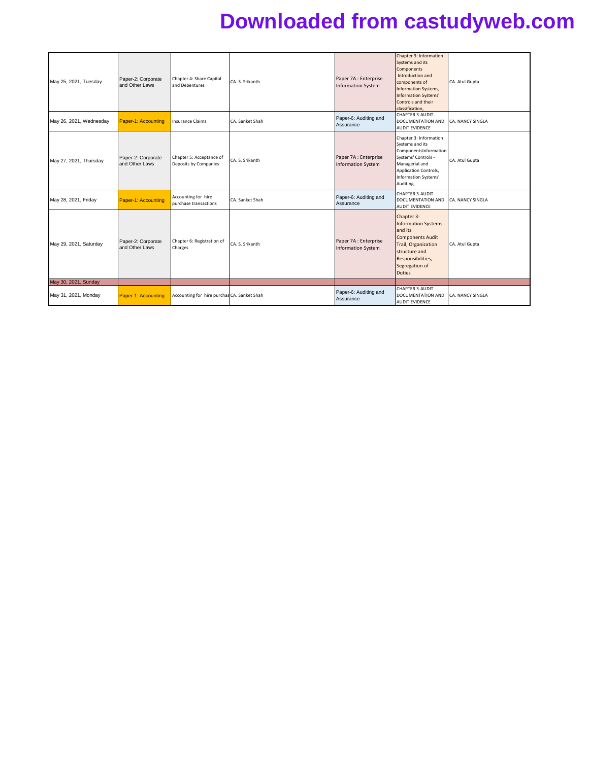| | | | | | | |
|---|---|---|---|---|---|---|
| May 25, 2021, Tuesday | Paper-2: Corporate and Other Laws | Chapter 4: Share Capital and Debentures | CA. S. Srikanth | Paper 7A : Enterprise Information System | Chapter 3: Information Systems and its Components Introduction and components of Information Systems, Information Systems' Controls and their classification, | CA. Atul Gupta |
| May 26, 2021, Wednesday | Paper-1: Accounting | Insurance Claims | CA. Sanket Shah | Paper-6: Auditing and Assurance | CHAPTER 3-AUDIT DOCUMENTATION AND AUDIT EVIDENCE | CA. NANCY SINGLA |
| May 27, 2021, Thursday | Paper-2: Corporate and Other Laws | Chapter 5: Acceptance of Deposits by Companies | CA. S. Srikanth | Paper 7A : Enterprise Information System | Chapter 3: Information Systems and its ComponentsInformation Systems' Controls - Managerial and Application Controls, Information Systems' Auditing, | CA. Atul Gupta |
| May 28, 2021, Friday | Paper-1: Accounting | Accounting for hire purchase transactions | CA. Sanket Shah | Paper-6: Auditing and Assurance | CHAPTER 3-AUDIT DOCUMENTATION AND AUDIT EVIDENCE | CA. NANCY SINGLA |
| May 29, 2021, Saturday | Paper-2: Corporate and Other Laws | Chapter 6: Registration of Charges | CA. S. Srikanth | Paper 7A : Enterprise Information System | Chapter 3: Information Systems and its Components Audit Trail, Organization structure and Responsibilities, Segregation of Duties | CA. Atul Gupta |
| May 30, 2021, Sunday | | | | | | |
| May 31, 2021, Monday | Paper-1: Accounting | Accounting for hire purchas | CA. Sanket Shah | Paper-6: Auditing and Assurance | CHAPTER 3-AUDIT DOCUMENTATION AND AUDIT EVIDENCE | CA. NANCY SINGLA |